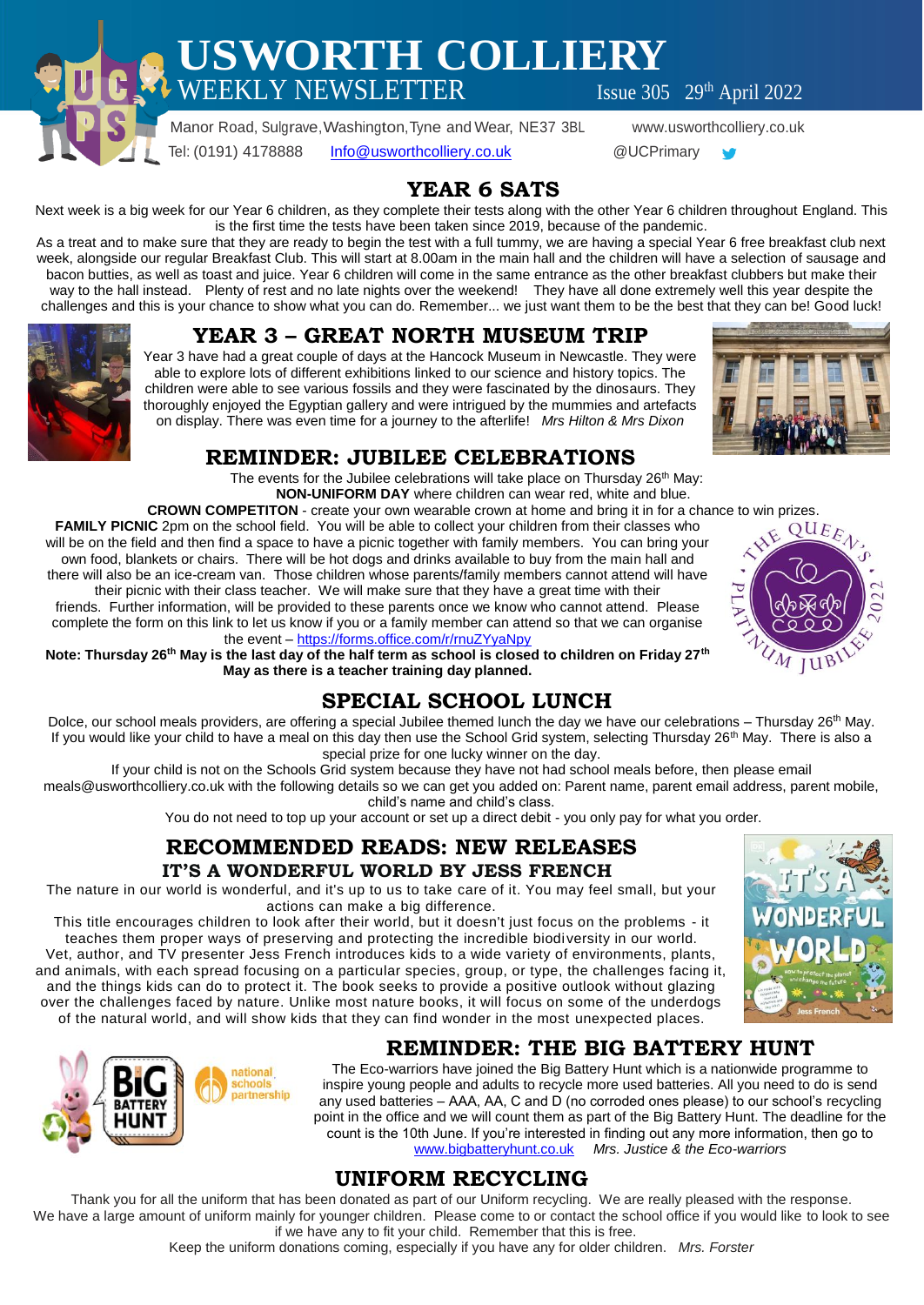# USWORTH COLLIERY

## WEEKLY NEWSLETTER

Issue 305 29th April 2022

Manor Road, Sulgrave, Washington, Tyne and Wear, NE37 3BL www.usworthcolliery.co.uk

Tel: (0191) 4178888 Info@usworthcolliery.co.uk @UCPrimary

## YEAR 6 SATS

Next week is a big week for our Year 6 children, as they complete their tests along with the other Year 6 children throughout England. This is the first time the tests have been taken since 2019, because of the pandemic.

As a treat and to make sure that they are ready to begin the test with a full tummy, we are having a special Year 6 free breakfast club next week, alongside our regular Breakfast Club. This will start at 8.00am in the main hall and the children will have a selection of sausage and bacon butties, as well as toast and juice. Year 6 children will come in the same entrance as the other breakfast clubbers but make their way to the hall instead. Plenty of rest and no late nights over the weekend! They have all done extremely well this year despite the challenges and this is your chance to show what you can do. Remember... we just want them to be the best that they can be! Good luck!

## YEAR 3 – GREAT NORTH MUSEUM TRIP

Year 3 have had a great couple of days at the Hancock Museum in Newcastle. They were able to explore lots of different exhibitions linked to our science and history topics. The children were able to see various fossils and they were fascinated by the dinosaurs. They thoroughly enjoyed the Egyptian gallery and were intrigued by the mummies and artefacts on display. There was even time for a journey to the afterlife! *Mrs Hilton & Mrs Dixon*

## REMINDER: JUBILEE CELEBRATIONS

The events for the Jubilee celebrations will take place on Thursday 26th May:

**NON-UNIFORM DAY** where children can wear red, white and blue.

**CROWN COMPETITON** - create your own wearable crown at home and bring it in for a chance to win prizes.

**FAMILY PICNIC** 2pm on the school field. You will be able to collect your children from their classes who will be on the field and then find a space to have a picnic together with family members. You can bring your own food, blankets or chairs. There will be hot dogs and drinks available to buy from the main hall and there will also be an ice-cream van. Those children whose parents/family members cannot attend will have their picnic with their class teacher. We will make sure that they have a great time with their friends. Further information, will be provided to these parents once we know who cannot attend. Please complete the form on this link to let us know if you or a family member can attend so that we can organise the event – https://forms.office.com/r/rnuZYyaNpy

**Note: Thursday 26th May is the last day of the half term as school is closed to children on Friday 27th May as there is a teacher training day planned.**

## SPECIAL SCHOOL LUNCH

Dolce, our school meals providers, are offering a special Jubilee themed lunch the day we have our celebrations – Thursday 26th May. If you would like your child to have a meal on this day then use the School Grid system, selecting Thursday 26th May. There is also a special prize for one lucky winner on the day.

If your child is not on the Schools Grid system because they have not had school meals before, then please email meals@usworthcolliery.co.uk with the following details so we can get you added on: Parent name, parent email address, parent mobile, child's name and child's class.

You do not need to top up your account or set up a direct debit - you only pay for what you order.

## RECOMMENDED READS: NEW RELEASES

### IT'S A WONDERFUL WORLD BY JESS FRENCH

The nature in our world is wonderful, and it's up to us to take care of it. You may feel small, but your actions can make a big difference.

This title encourages children to look after their world, but it doesn't just focus on the problems - it teaches them proper ways of preserving and protecting the incredible biodiversity in our world. Vet, author, and TV presenter Jess French introduces kids to a wide variety of environments, plants, and animals, with each spread focusing on a particular species, group, or type, the challenges facing it, and the things kids can do to protect it. The book seeks to provide a positive outlook without glazing over the challenges faced by nature. Unlike most nature books, it will focus on some of the underdogs of the natural world, and will show kids that they can find wonder in the most unexpected places.

## REMINDER: THE BIG BATTERY HUNT

The Eco-warriors have joined the Big Battery Hunt which is a nationwide programme to inspire young people and adults to recycle more used batteries. All you need to do is send any used batteries – AAA, AA, C and D (no corroded ones please) to our school's recycling point in the office and we will count them as part of the Big Battery Hunt. The deadline for the count is the 10th June. If you're interested in finding out any more information, then go to www.bigbatteryhunt.co.uk *Mrs. Justice & the Eco-warriors*

## UNIFORM RECYCLING

Thank you for all the uniform that has been donated as part of our Uniform recycling. We are really pleased with the response. We have a large amount of uniform mainly for younger children. Please come to or contact the school office if you would like to look to see if we have any to fit your child. Remember that this is free.

Keep the uniform donations coming, especially if you have any for older children. *Mrs. Forster*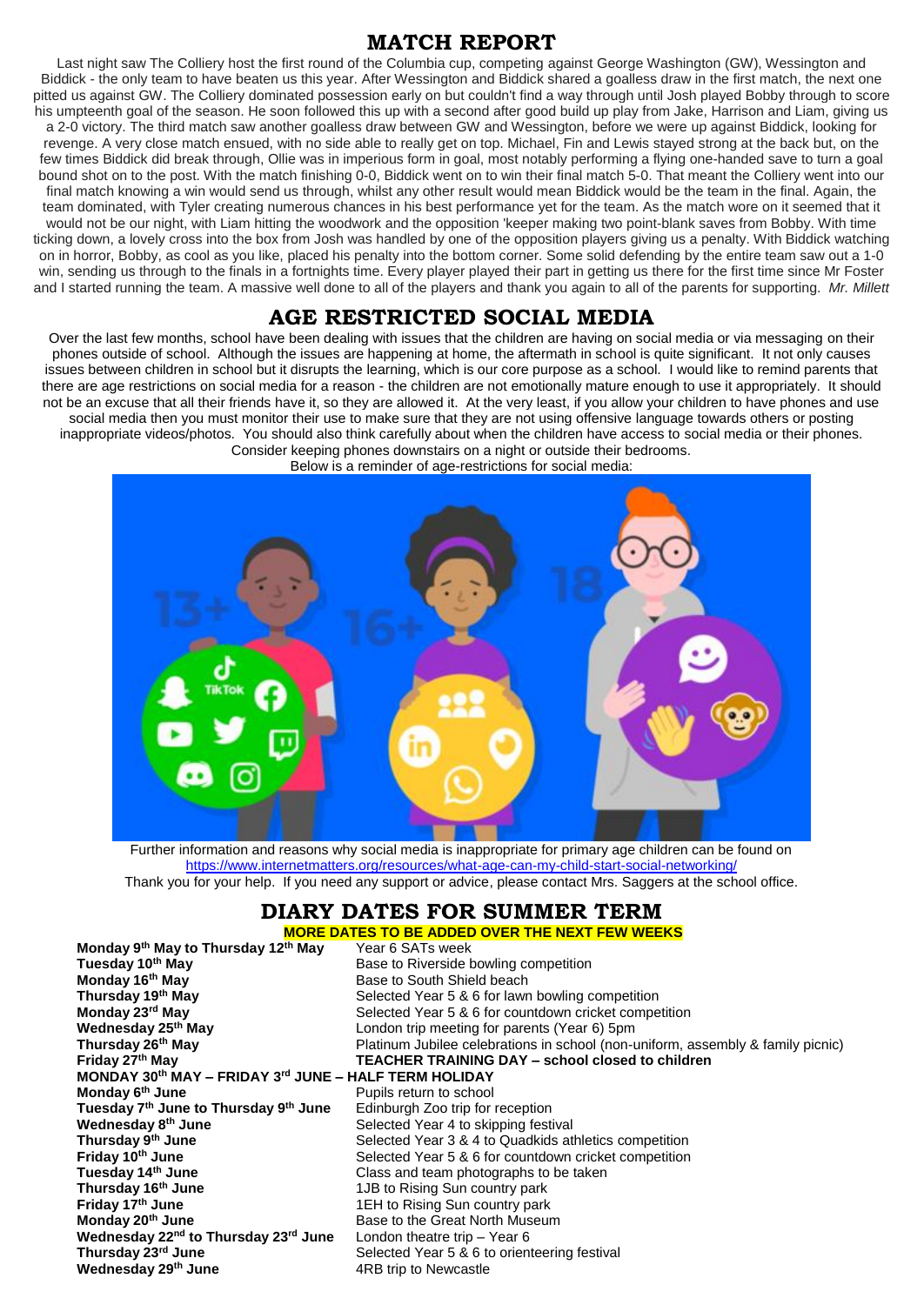## MATCH REPORT

Last night saw The Colliery host the first round of the Columbia cup, competing against George Washington (GW), Wessington and Biddick - the only team to have beaten us this year. After Wessington and Biddick shared a goalless draw in the first match, the next one pitted us against GW. The Colliery dominated possession early on but couldn't find a way through until Josh played Bobby through to score his umpteenth goal of the season. He soon followed this up with a second after good build up play from Jake, Harrison and Liam, giving us a 2-0 victory. The third match saw another goalless draw between GW and Wessington, before we were up against Biddick, looking for revenge. A very close match ensued, with no side able to really get on top. Michael, Fin and Lewis stayed strong at the back but, on the few times Biddick did break through, Ollie was in imperious form in goal, most notably performing a flying one-handed save to turn a goal bound shot on to the post. With the match finishing 0-0, Biddick went on to win their final match 5-0. That meant the Colliery went into our final match knowing a win would send us through, whilst any other result would mean Biddick would be the team in the final. Again, the team dominated, with Tyler creating numerous chances in his best performance yet for the team. As the match wore on it seemed that it would not be our night, with Liam hitting the woodwork and the opposition 'keeper making two point-blank saves from Bobby. With time ticking down, a lovely cross into the box from Josh was handled by one of the opposition players giving us a penalty. With Biddick watching on in horror, Bobby, as cool as you like, placed his penalty into the bottom corner. Some solid defending by the entire team saw out a 1-0 win, sending us through to the finals in a fortnights time. Every player played their part in getting us there for the first time since Mr Foster and I started running the team. A massive well done to all of the players and thank you again to all of the parents for supporting. *Mr. Millett*

## AGE RESTRICTED SOCIAL MEDIA

Over the last few months, school have been dealing with issues that the children are having on social media or via messaging on their phones outside of school. Although the issues are happening at home, the aftermath in school is quite significant. It not only causes issues between children in school but it disrupts the learning, which is our core purpose as a school. I would like to remind parents that there are age restrictions on social media for a reason - the children are not emotionally mature enough to use it appropriately. It should not be an excuse that all their friends have it, so they are allowed it. At the very least, if you allow your children to have phones and use social media then you must monitor their use to make sure that they are not using offensive language towards others or posting inappropriate videos/photos. You should also think carefully about when the children have access to social media or their phones. Consider keeping phones downstairs on a night or outside their bedrooms.

Below is a reminder of age-restrictions for social media:

Further information and reasons why social media is inappropriate for primary age children can be found on https://www.internetmatters.org/resources/what-age-can-my-child-start-social-networking/

Thank you for your help. If you need any support or advice, please contact Mrs. Saggers at the school office.

## DIARY DATES FOR SUMMER TERM

**MORE DATES TO BE ADDED OVER THE NEXT FEW WEEKS**

| | |
|---|---|
| **Monday 9th May to Thursday 12th May** | Year 6 SATs week |
| **Tuesday 10th May** | Base to Riverside bowling competition |
| **Monday 16th May** | Base to South Shield beach |
| **Thursday 19th May** | Selected Year 5 & 6 for lawn bowling competition |
| **Monday 23rd May** | Selected Year 5 & 6 for countdown cricket competition |
| **Wednesday 25th May** | London trip meeting for parents (Year 6) 5pm |
| **Thursday 26th May** | Platinum Jubilee celebrations in school (non-uniform, assembly & family picnic) |
| **Friday 27th May** | **TEACHER TRAINING DAY – school closed to children** |
| **MONDAY 30th MAY – FRIDAY 3rd JUNE – HALF TERM HOLIDAY** | |
| **Monday 6th June** | Pupils return to school |
| **Tuesday 7th June to Thursday 9th June** | Edinburgh Zoo trip for reception |
| **Wednesday 8th June** | Selected Year 4 to skipping festival |
| **Thursday 9th June** | Selected Year 3 & 4 to Quadkids athletics competition |
| **Friday 10th June** | Selected Year 5 & 6 for countdown cricket competition |
| **Tuesday 14th June** | Class and team photographs to be taken |
| **Thursday 16th June** | 1JB to Rising Sun country park |
| **Friday 17th June** | 1EH to Rising Sun country park |
| **Monday 20th June** | Base to the Great North Museum |
| **Wednesday 22nd to Thursday 23rd June** | London theatre trip – Year 6 |
| **Thursday 23rd June** | Selected Year 5 & 6 to orienteering festival |
| **Wednesday 29th June** | 4RB trip to Newcastle |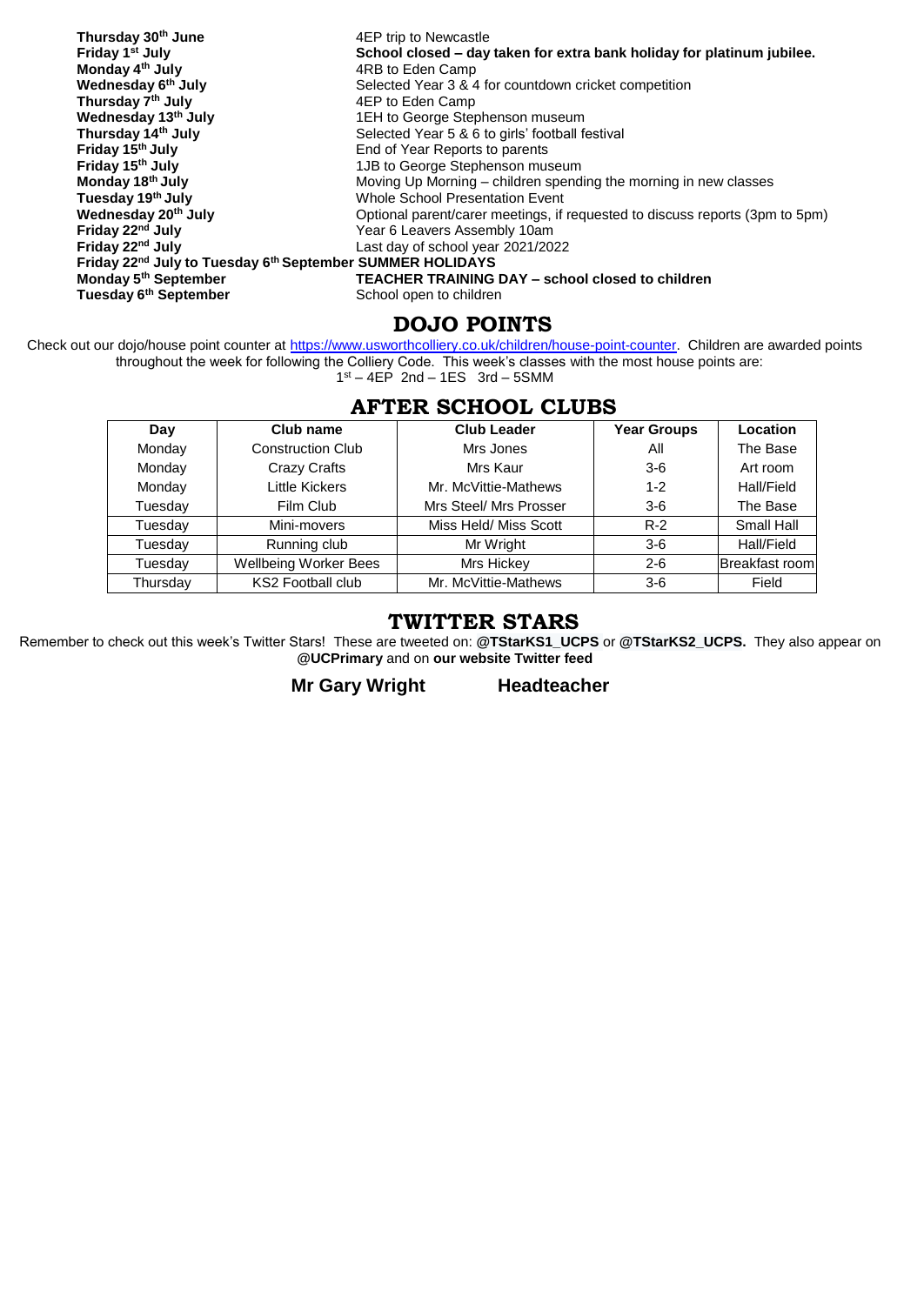**Thursday 30th June** 4EP trip to Newcastle
**Friday 1st July** **School closed – day taken for extra bank holiday for platinum jubilee.**
**Monday 4th July** 4RB to Eden Camp
**Wednesday 6th July** Selected Year 3 & 4 for countdown cricket competition
**Thursday 7th July** 4EP to Eden Camp
**Wednesday 13th July** 1EH to George Stephenson museum
**Thursday 14th July** Selected Year 5 & 6 to girls' football festival
**Friday 15th July** End of Year Reports to parents
**Friday 15th July** 1JB to George Stephenson museum
**Monday 18th July** Moving Up Morning – children spending the morning in new classes
**Tuesday 19th July** Whole School Presentation Event
**Wednesday 20th July** Optional parent/carer meetings, if requested to discuss reports (3pm to 5pm)
**Friday 22nd July** Year 6 Leavers Assembly 10am
**Friday 22nd July** Last day of school year 2021/2022
**Friday 22nd July to Tuesday 6th September SUMMER HOLIDAYS**
**Monday 5th September** **TEACHER TRAINING DAY – school closed to children**
**Tuesday 6th September** School open to children

## DOJO POINTS

Check out our dojo/house point counter at https://www.usworthcolliery.co.uk/children/house-point-counter. Children are awarded points throughout the week for following the Colliery Code. This week's classes with the most house points are:
1st – 4EP 2nd – 1ES 3rd – 5SMM

## AFTER SCHOOL CLUBS

| Day | Club name | Club Leader | Year Groups | Location |
|---|---|---|---|---|
| Monday | Construction Club | Mrs Jones | All | The Base |
| Monday | Crazy Crafts | Mrs Kaur | 3-6 | Art room |
| Monday | Little Kickers | Mr. McVittie-Mathews | 1-2 | Hall/Field |
| Tuesday | Film Club | Mrs Steel/ Mrs Prosser | 3-6 | The Base |
| Tuesday | Mini-movers | Miss Held/ Miss Scott | R-2 | Small Hall |
| Tuesday | Running club | Mr Wright | 3-6 | Hall/Field |
| Tuesday | Wellbeing Worker Bees | Mrs Hickey | 2-6 | Breakfast room |
| Thursday | KS2 Football club | Mr. McVittie-Mathews | 3-6 | Field |

## TWITTER STARS

Remember to check out this week's Twitter Stars! These are tweeted on: **@TStarKS1_UCPS** or **@TStarKS2_UCPS.** They also appear on **@UCPrimary** and on **our website Twitter feed**

**Mr Gary Wright Headteacher**